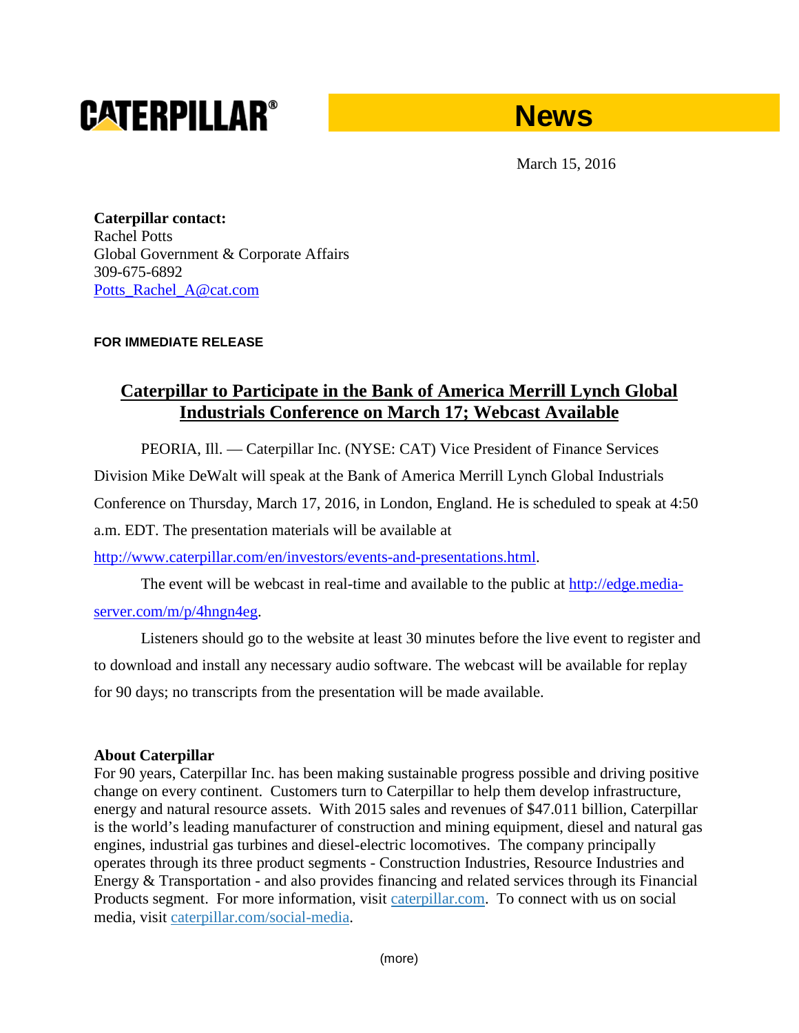**CATERPILLAR®** **News**

March 15, 2016

**Caterpillar contact:**
Rachel Potts
Global Government & Corporate Affairs
309-675-6892
Potts_Rachel_A@cat.com

**FOR IMMEDIATE RELEASE**

# Caterpillar to Participate in the Bank of America Merrill Lynch Global Industrials Conference on March 17; Webcast Available

PEORIA, Ill. — Caterpillar Inc. (NYSE: CAT) Vice President of Finance Services Division Mike DeWalt will speak at the Bank of America Merrill Lynch Global Industrials Conference on Thursday, March 17, 2016, in London, England. He is scheduled to speak at 4:50 a.m. EDT. The presentation materials will be available at http://www.caterpillar.com/en/investors/events-and-presentations.html.

The event will be webcast in real-time and available to the public at http://edge.media-server.com/m/p/4hngn4eg.

Listeners should go to the website at least 30 minutes before the live event to register and to download and install any necessary audio software. The webcast will be available for replay for 90 days; no transcripts from the presentation will be made available.

**About Caterpillar**

For 90 years, Caterpillar Inc. has been making sustainable progress possible and driving positive change on every continent. Customers turn to Caterpillar to help them develop infrastructure, energy and natural resource assets. With 2015 sales and revenues of $47.011 billion, Caterpillar is the world's leading manufacturer of construction and mining equipment, diesel and natural gas engines, industrial gas turbines and diesel-electric locomotives. The company principally operates through its three product segments - Construction Industries, Resource Industries and Energy & Transportation - and also provides financing and related services through its Financial Products segment. For more information, visit caterpillar.com. To connect with us on social media, visit caterpillar.com/social-media.

(more)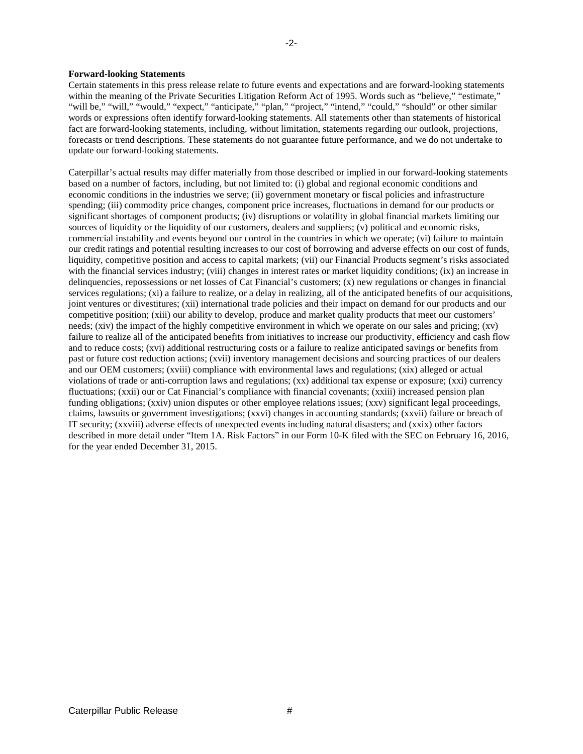**Forward-looking Statements**

Certain statements in this press release relate to future events and expectations and are forward-looking statements within the meaning of the Private Securities Litigation Reform Act of 1995. Words such as "believe," "estimate," "will be," "will," "would," "expect," "anticipate," "plan," "project," "intend," "could," "should" or other similar words or expressions often identify forward-looking statements. All statements other than statements of historical fact are forward-looking statements, including, without limitation, statements regarding our outlook, projections, forecasts or trend descriptions. These statements do not guarantee future performance, and we do not undertake to update our forward-looking statements.

Caterpillar's actual results may differ materially from those described or implied in our forward-looking statements based on a number of factors, including, but not limited to: (i) global and regional economic conditions and economic conditions in the industries we serve; (ii) government monetary or fiscal policies and infrastructure spending; (iii) commodity price changes, component price increases, fluctuations in demand for our products or significant shortages of component products; (iv) disruptions or volatility in global financial markets limiting our sources of liquidity or the liquidity of our customers, dealers and suppliers; (v) political and economic risks, commercial instability and events beyond our control in the countries in which we operate; (vi) failure to maintain our credit ratings and potential resulting increases to our cost of borrowing and adverse effects on our cost of funds, liquidity, competitive position and access to capital markets; (vii) our Financial Products segment's risks associated with the financial services industry; (viii) changes in interest rates or market liquidity conditions; (ix) an increase in delinquencies, repossessions or net losses of Cat Financial's customers; (x) new regulations or changes in financial services regulations; (xi) a failure to realize, or a delay in realizing, all of the anticipated benefits of our acquisitions, joint ventures or divestitures; (xii) international trade policies and their impact on demand for our products and our competitive position; (xiii) our ability to develop, produce and market quality products that meet our customers' needs; (xiv) the impact of the highly competitive environment in which we operate on our sales and pricing; (xv) failure to realize all of the anticipated benefits from initiatives to increase our productivity, efficiency and cash flow and to reduce costs; (xvi) additional restructuring costs or a failure to realize anticipated savings or benefits from past or future cost reduction actions; (xvii) inventory management decisions and sourcing practices of our dealers and our OEM customers; (xviii) compliance with environmental laws and regulations; (xix) alleged or actual violations of trade or anti-corruption laws and regulations; (xx) additional tax expense or exposure; (xxi) currency fluctuations; (xxii) our or Cat Financial's compliance with financial covenants; (xxiii) increased pension plan funding obligations; (xxiv) union disputes or other employee relations issues; (xxv) significant legal proceedings, claims, lawsuits or government investigations; (xxvi) changes in accounting standards; (xxvii) failure or breach of IT security; (xxviii) adverse effects of unexpected events including natural disasters; and (xxix) other factors described in more detail under "Item 1A. Risk Factors" in our Form 10-K filed with the SEC on February 16, 2016, for the year ended December 31, 2015.

#